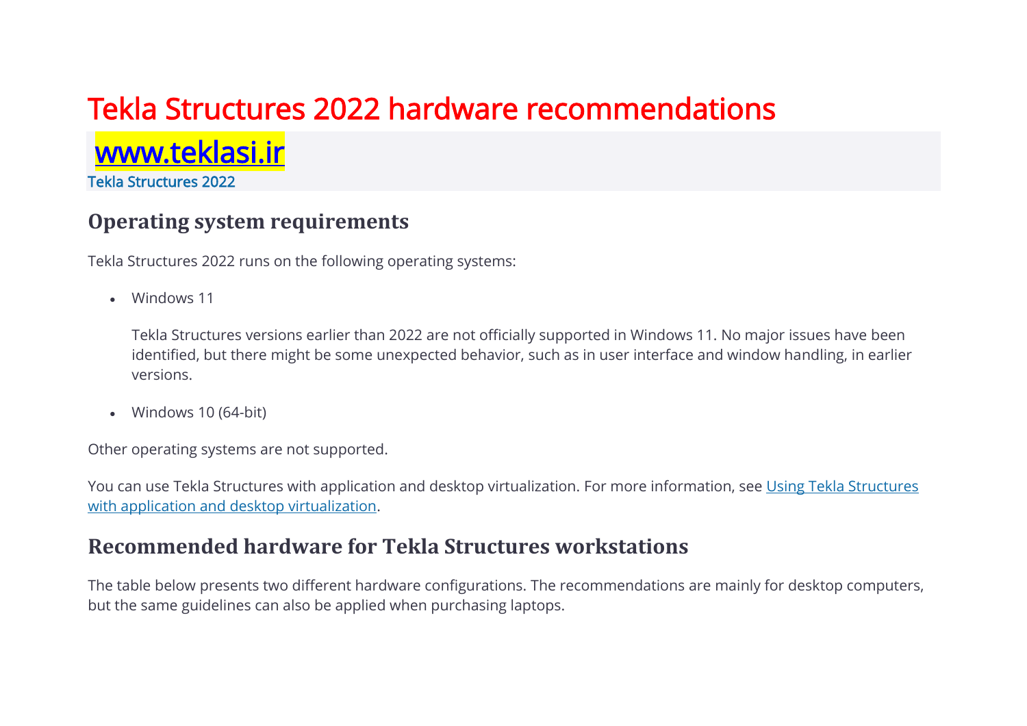# Tekla Structures 2022 hardware recommendations

www.teklasi.ir

Tekla Structures 2022

## Operating system requirements

Tekla Structures 2022 runs on the following operating systems:

- Windows 11

  Tekla Structures versions earlier than 2022 are not officially supported in Windows 11. No major issues have been identified, but there might be some unexpected behavior, such as in user interface and window handling, in earlier versions.

- Windows 10 (64-bit)

Other operating systems are not supported.

You can use Tekla Structures with application and desktop virtualization. For more information, see [Using Tekla Structures with application and desktop virtualization](#).

## Recommended hardware for Tekla Structures workstations

The table below presents two different hardware configurations. The recommendations are mainly for desktop computers, but the same guidelines can also be applied when purchasing laptops.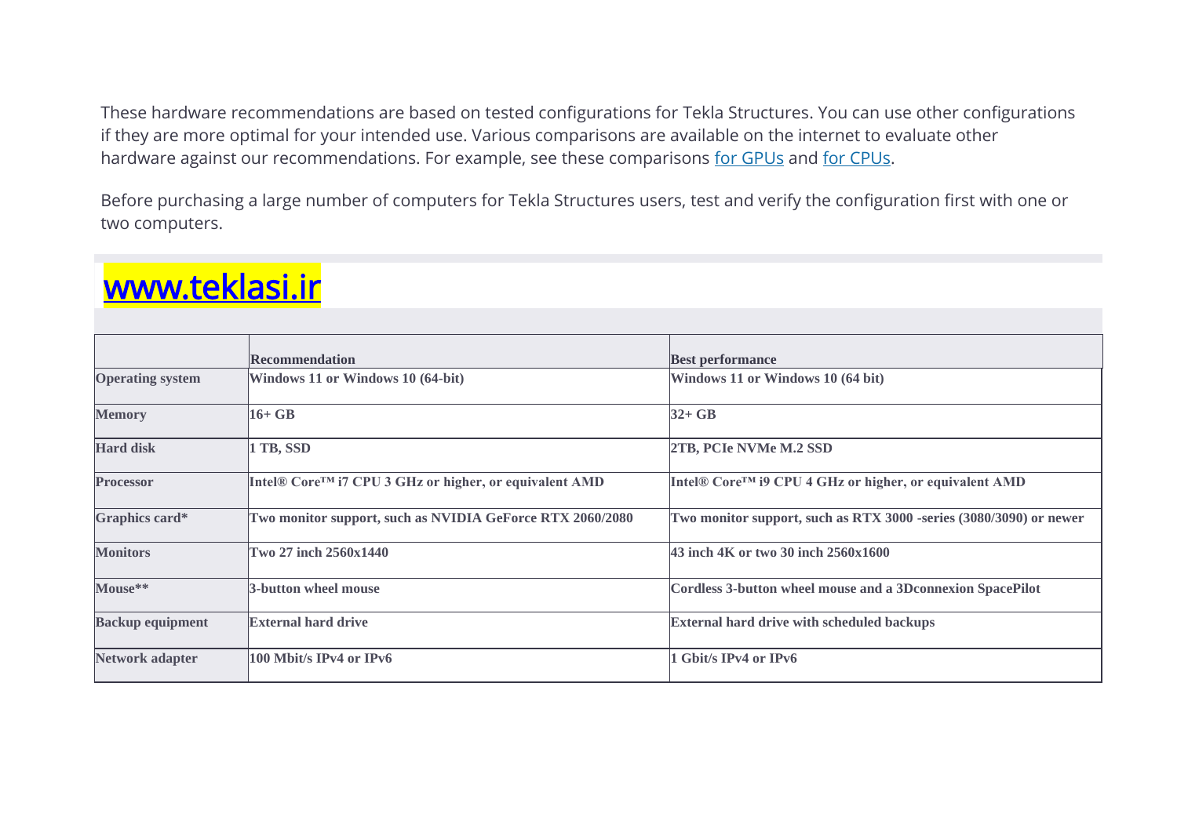These hardware recommendations are based on tested configurations for Tekla Structures. You can use other configurations if they are more optimal for your intended use. Various comparisons are available on the internet to evaluate other hardware against our recommendations. For example, see these comparisons [for GPUs] and [for CPUs].

Before purchasing a large number of computers for Tekla Structures users, test and verify the configuration first with one or two computers.

www.teklasi.ir

| | **Recommendation** | **Best performance** |
|---|---|---|
| **Operating system** | **Windows 11 or Windows 10 (64-bit)** | **Windows 11 or Windows 10 (64 bit)** |
| **Memory** | **16+ GB** | **32+ GB** |
| **Hard disk** | **1 TB, SSD** | **2TB, PCIe NVMe M.2 SSD** |
| **Processor** | **Intel® Core™ i7 CPU 3 GHz or higher, or equivalent AMD** | **Intel® Core™ i9 CPU 4 GHz or higher, or equivalent AMD** |
| **Graphics card*** | **Two monitor support, such as NVIDIA GeForce RTX 2060/2080** | **Two monitor support, such as RTX 3000 -series (3080/3090) or newer** |
| **Monitors** | **Two 27 inch 2560x1440** | **43 inch 4K or two 30 inch 2560x1600** |
| **Mouse**** | **3-button wheel mouse** | **Cordless 3-button wheel mouse and a 3Dconnexion SpacePilot** |
| **Backup equipment** | **External hard drive** | **External hard drive with scheduled backups** |
| **Network adapter** | **100 Mbit/s IPv4 or IPv6** | **1 Gbit/s IPv4 or IPv6** |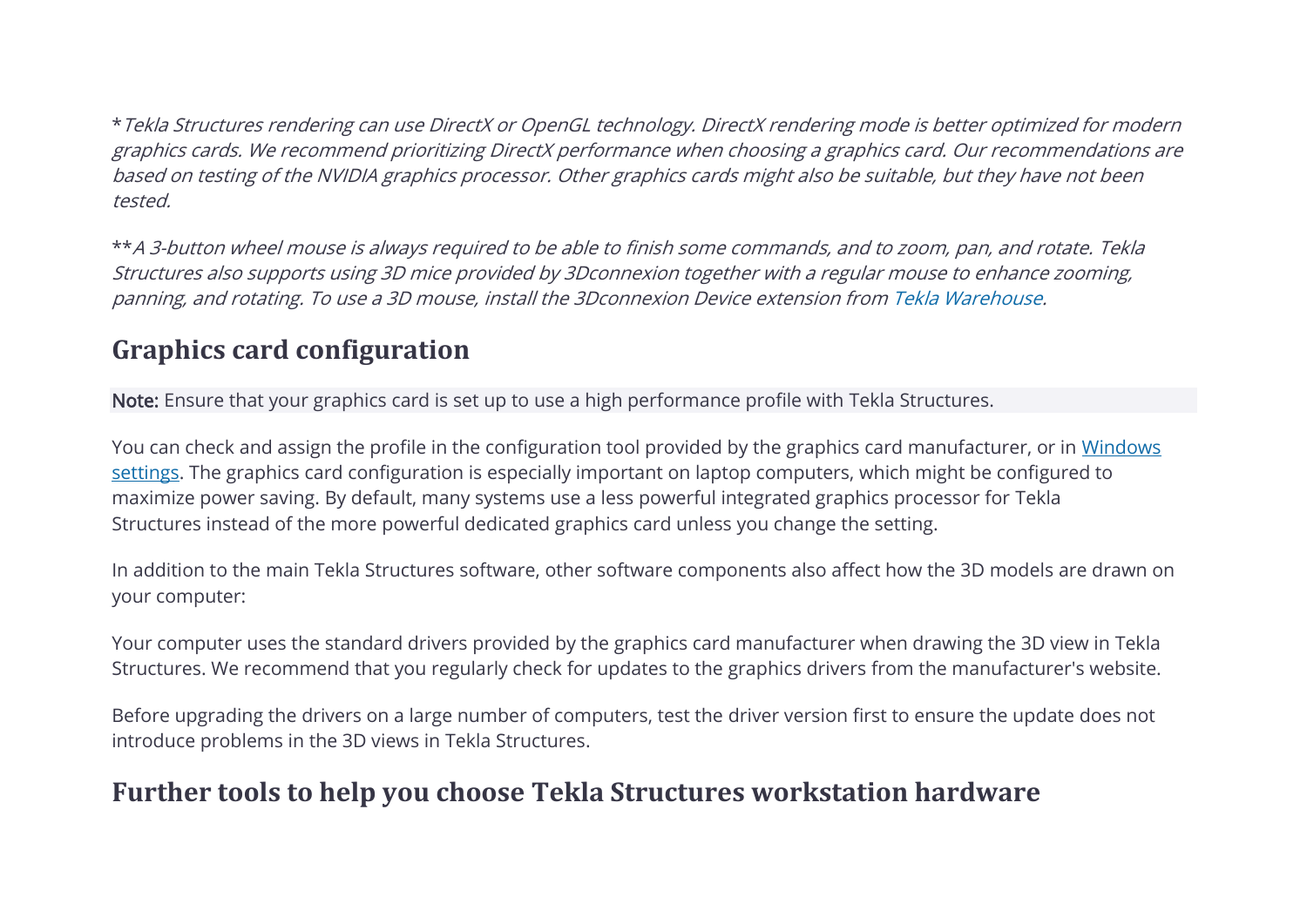**Tekla Structures rendering can use DirectX or OpenGL technology. DirectX rendering mode is better optimized for modern graphics cards. We recommend prioritizing DirectX performance when choosing a graphics card. Our recommendations are based on testing of the NVIDIA graphics processor. Other graphics cards might also be suitable, but they have not been tested.*

***A 3-button wheel mouse is always required to be able to finish some commands, and to zoom, pan, and rotate. Tekla Structures also supports using 3D mice provided by 3Dconnexion together with a regular mouse to enhance zooming, panning, and rotating. To use a 3D mouse, install the 3Dconnexion Device extension from Tekla Warehouse.*

## Graphics card configuration

**Note:** Ensure that your graphics card is set up to use a high performance profile with Tekla Structures.

You can check and assign the profile in the configuration tool provided by the graphics card manufacturer, or in Windows settings. The graphics card configuration is especially important on laptop computers, which might be configured to maximize power saving. By default, many systems use a less powerful integrated graphics processor for Tekla Structures instead of the more powerful dedicated graphics card unless you change the setting.

In addition to the main Tekla Structures software, other software components also affect how the 3D models are drawn on your computer:

Your computer uses the standard drivers provided by the graphics card manufacturer when drawing the 3D view in Tekla Structures. We recommend that you regularly check for updates to the graphics drivers from the manufacturer's website.

Before upgrading the drivers on a large number of computers, test the driver version first to ensure the update does not introduce problems in the 3D views in Tekla Structures.

## Further tools to help you choose Tekla Structures workstation hardware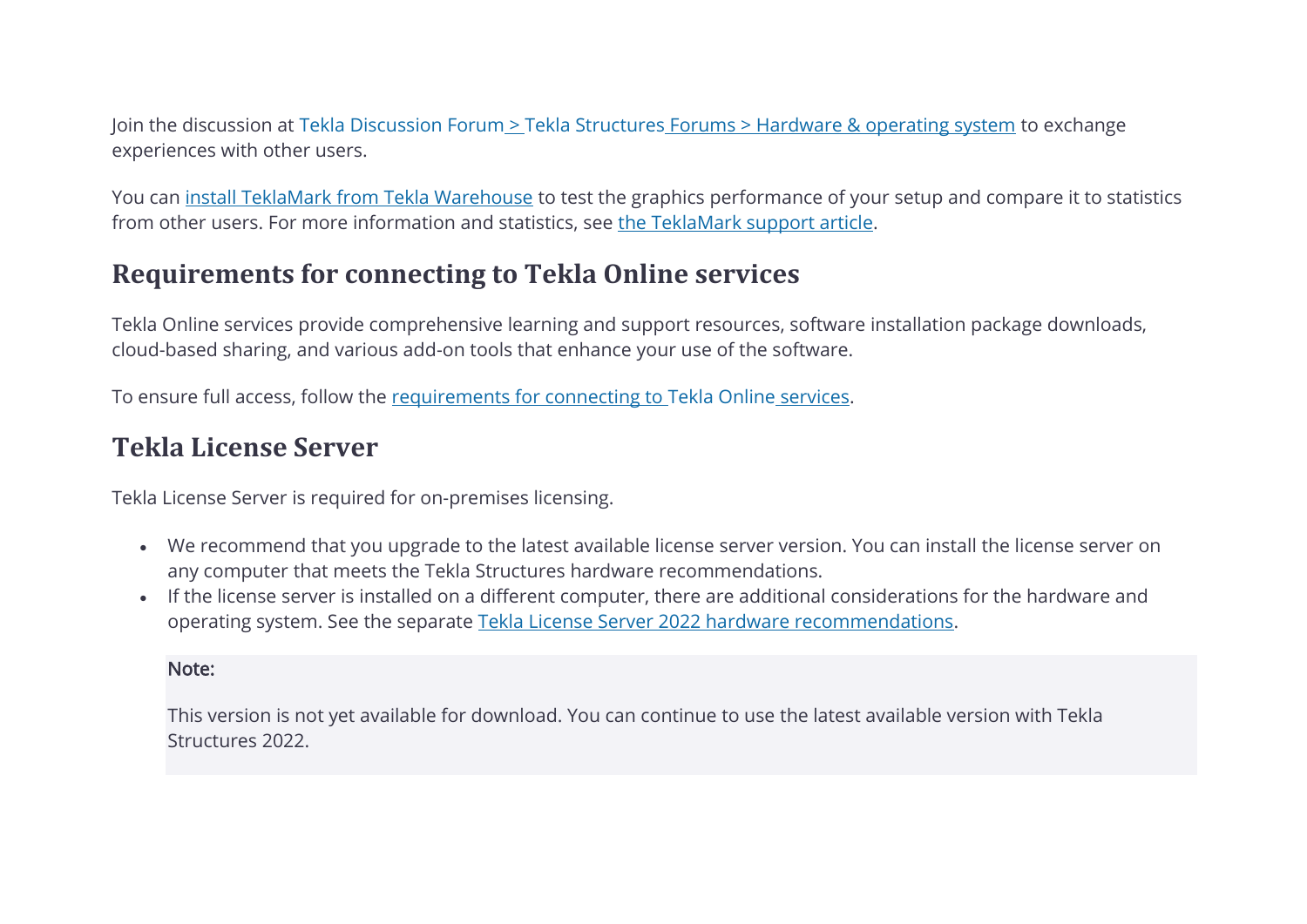Join the discussion at Tekla Discussion Forum > Tekla Structures Forums > Hardware & operating system to exchange experiences with other users.

You can install TeklaMark from Tekla Warehouse to test the graphics performance of your setup and compare it to statistics from other users. For more information and statistics, see the TeklaMark support article.

## Requirements for connecting to Tekla Online services

Tekla Online services provide comprehensive learning and support resources, software installation package downloads, cloud-based sharing, and various add-on tools that enhance your use of the software.

To ensure full access, follow the requirements for connecting to Tekla Online services.

## Tekla License Server

Tekla License Server is required for on-premises licensing.

- We recommend that you upgrade to the latest available license server version. You can install the license server on any computer that meets the Tekla Structures hardware recommendations.
- If the license server is installed on a different computer, there are additional considerations for the hardware and operating system. See the separate Tekla License Server 2022 hardware recommendations.

> Note:
>
> This version is not yet available for download. You can continue to use the latest available version with Tekla Structures 2022.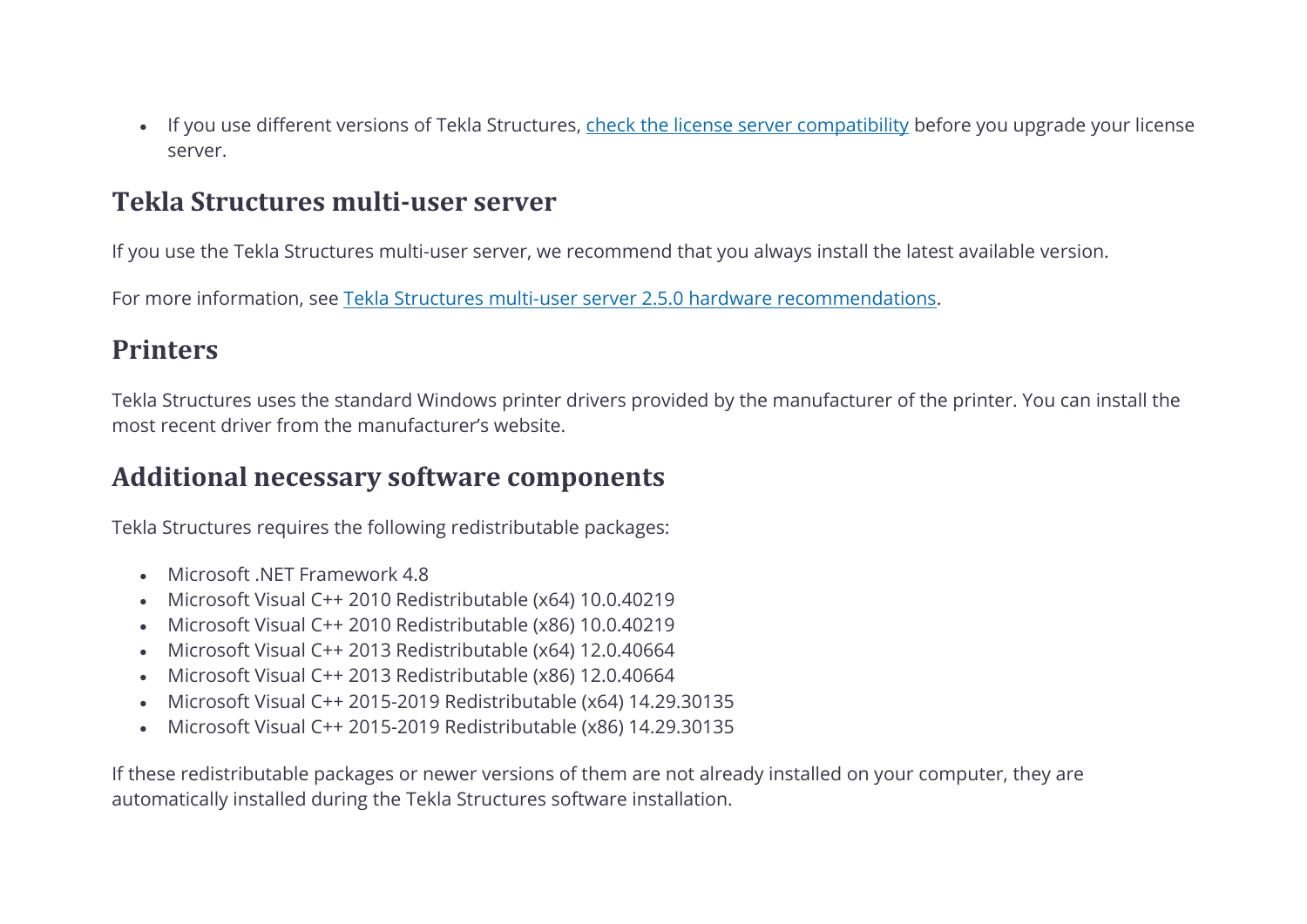- If you use different versions of Tekla Structures, check the license server compatibility before you upgrade your license server.

## Tekla Structures multi-user server

If you use the Tekla Structures multi-user server, we recommend that you always install the latest available version.

For more information, see Tekla Structures multi-user server 2.5.0 hardware recommendations.

## Printers

Tekla Structures uses the standard Windows printer drivers provided by the manufacturer of the printer. You can install the most recent driver from the manufacturer's website.

## Additional necessary software components

Tekla Structures requires the following redistributable packages:

- Microsoft .NET Framework 4.8
- Microsoft Visual C++ 2010 Redistributable (x64) 10.0.40219
- Microsoft Visual C++ 2010 Redistributable (x86) 10.0.40219
- Microsoft Visual C++ 2013 Redistributable (x64) 12.0.40664
- Microsoft Visual C++ 2013 Redistributable (x86) 12.0.40664
- Microsoft Visual C++ 2015-2019 Redistributable (x64) 14.29.30135
- Microsoft Visual C++ 2015-2019 Redistributable (x86) 14.29.30135

If these redistributable packages or newer versions of them are not already installed on your computer, they are automatically installed during the Tekla Structures software installation.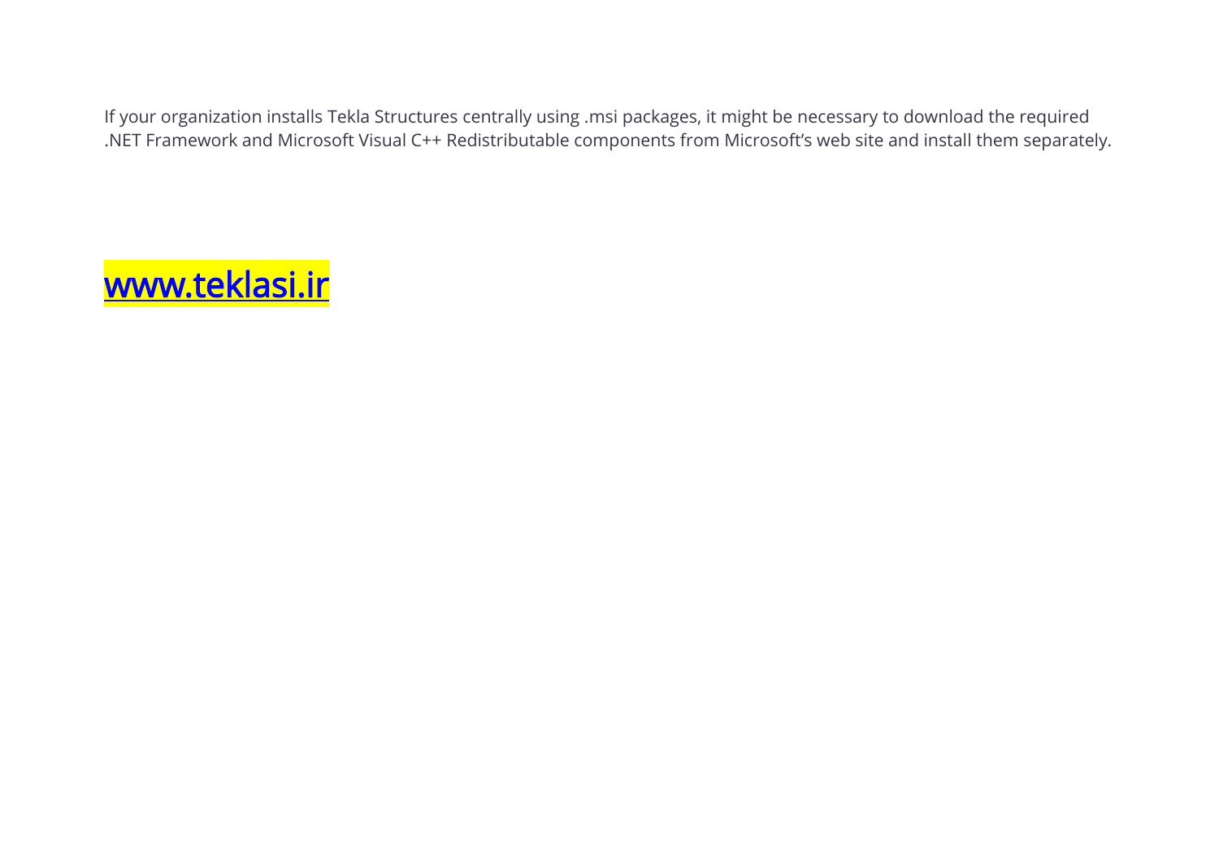If your organization installs Tekla Structures centrally using .msi packages, it might be necessary to download the required .NET Framework and Microsoft Visual C++ Redistributable components from Microsoft's web site and install them separately.

www.teklasi.ir